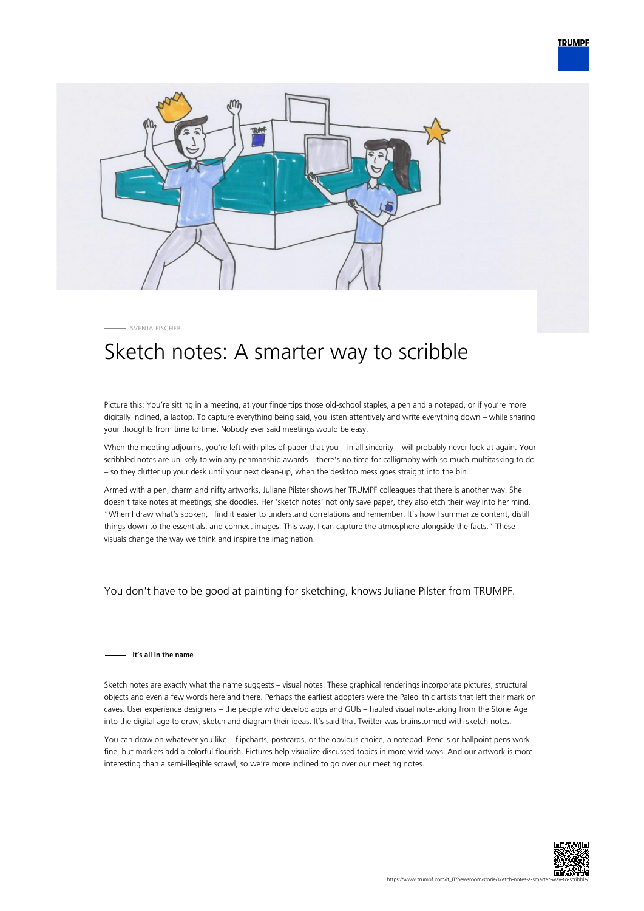SVENJA FISCHER

# Sketch notes: A smarter way to scribble

Picture this: You're sitting in a meeting, at your fingertips those old-school staples, a pen and a notepad, or if you're more digitally inclined, a laptop. To capture everything being said, you listen attentively and write everything down – while sharing your thoughts from time to time. Nobody ever said meetings would be easy.

When the meeting adjourns, you're left with piles of paper that you – in all sincerity – will probably never look at again. Your scribbled notes are unlikely to win any penmanship awards – there's no time for calligraphy with so much multitasking to do – so they clutter up your desk until your next clean-up, when the desktop mess goes straight into the bin.

Armed with a pen, charm and nifty artworks, Juliane Pilster shows her TRUMPF colleagues that there is another way. She doesn't take notes at meetings; she doodles. Her 'sketch notes' not only save paper, they also etch their way into her mind. "When I draw what's spoken, I find it easier to understand correlations and remember. It's how I summarize content, distill things down to the essentials, and connect images. This way, I can capture the atmosphere alongside the facts." These visuals change the way we think and inspire the imagination.

You don't have to be good at painting for sketching, knows Juliane Pilster from TRUMPF.

**It's all in the name**

Sketch notes are exactly what the name suggests – visual notes. These graphical renderings incorporate pictures, structural objects and even a few words here and there. Perhaps the earliest adopters were the Paleolithic artists that left their mark on caves. User experience designers – the people who develop apps and GUIs – hauled visual note-taking from the Stone Age into the digital age to draw, sketch and diagram their ideas. It's said that Twitter was brainstormed with sketch notes.

You can draw on whatever you like – flipcharts, postcards, or the obvious choice, a notepad. Pencils or ballpoint pens work fine, but markers add a colorful flourish. Pictures help visualize discussed topics in more vivid ways. And our artwork is more interesting than a semi-illegible scrawl, so we're more inclined to go over our meeting notes.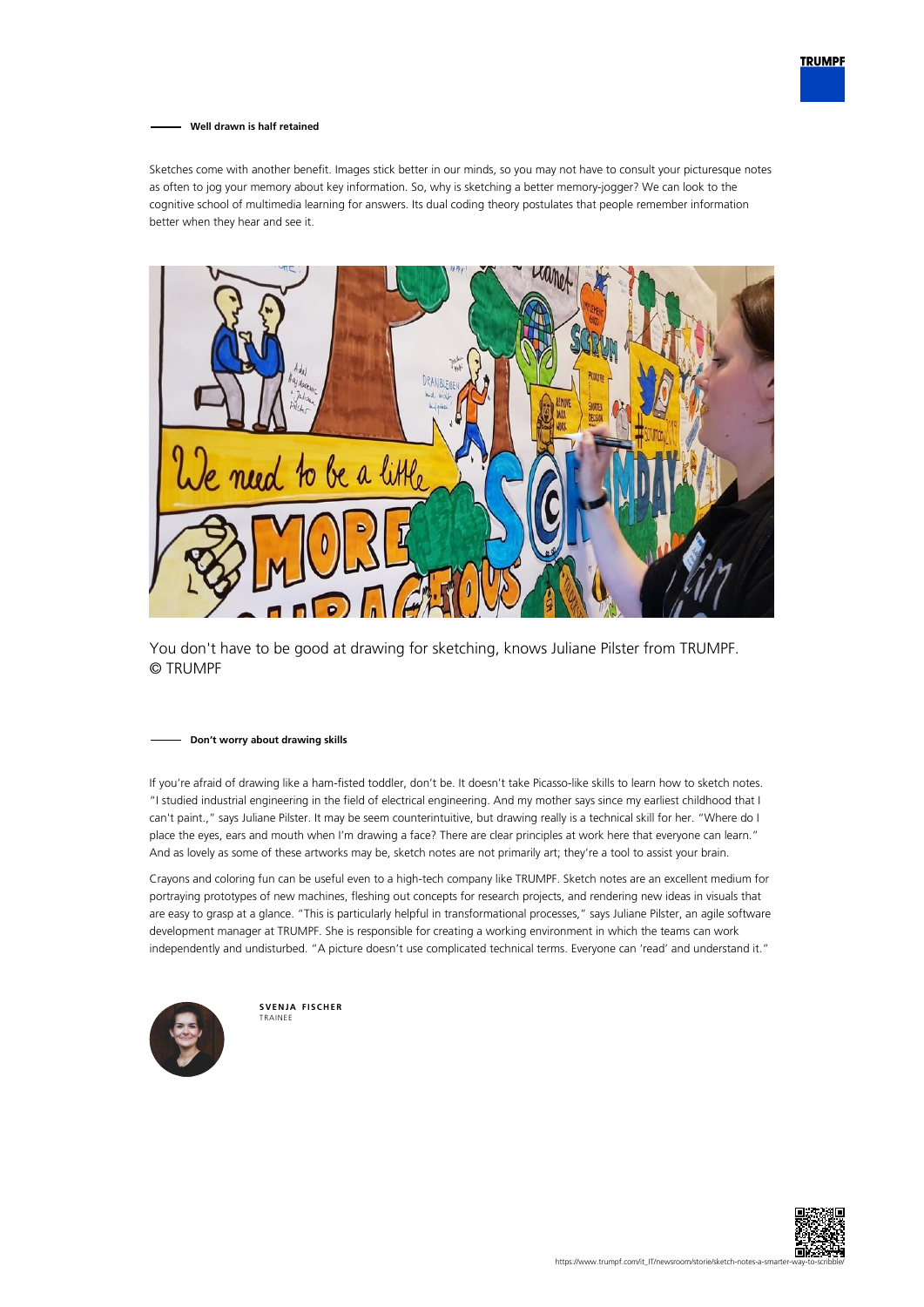### Well drawn is half retained

Sketches come with another benefit. Images stick better in our minds, so you may not have to consult your picturesque notes as often to jog your memory about key information. So, why is sketching a better memory-jogger? We can look to the cognitive school of multimedia learning for answers. Its dual coding theory postulates that people remember information better when they hear and see it.

You don't have to be good at drawing for sketching, knows Juliane Pilster from TRUMPF. © TRUMPF

### Don't worry about drawing skills

If you're afraid of drawing like a ham-fisted toddler, don't be. It doesn't take Picasso-like skills to learn how to sketch notes. "I studied industrial engineering in the field of electrical engineering. And my mother says since my earliest childhood that I can't paint.," says Juliane Pilster. It may be seem counterintuitive, but drawing really is a technical skill for her. "Where do I place the eyes, ears and mouth when I'm drawing a face? There are clear principles at work here that everyone can learn." And as lovely as some of these artworks may be, sketch notes are not primarily art; they're a tool to assist your brain.

Crayons and coloring fun can be useful even to a high-tech company like TRUMPF. Sketch notes are an excellent medium for portraying prototypes of new machines, fleshing out concepts for research projects, and rendering new ideas in visuals that are easy to grasp at a glance. "This is particularly helpful in transformational processes," says Juliane Pilster, an agile software development manager at TRUMPF. She is responsible for creating a working environment in which the teams can work independently and undisturbed. "A picture doesn't use complicated technical terms. Everyone can 'read' and understand it."

**SVENJA FISCHER**
TRAINEE

https://www.trumpf.com/it_IT/newsroom/storie/sketch-notes-a-smarter-way-to-scribble/